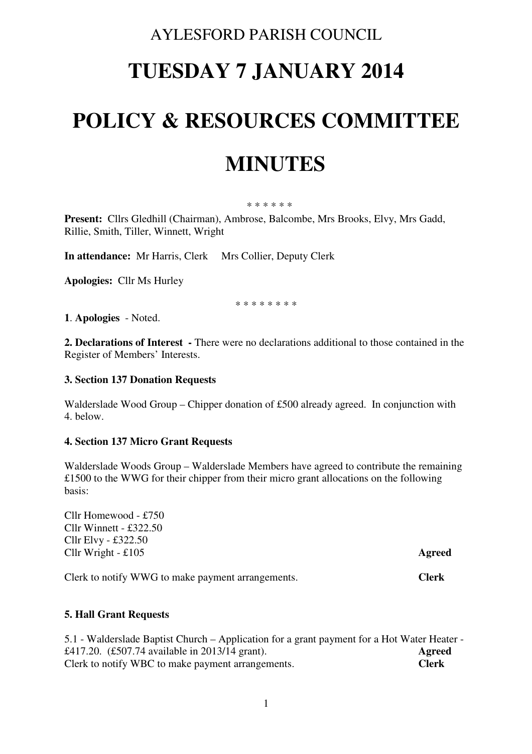AYLESFORD PARISH COUNCIL

# TUESDAY 7 JANUARY 2014

# POLICY & RESOURCES COMMITTEE

# MINUTES

* * * * * *

**Present:** Cllrs Gledhill (Chairman), Ambrose, Balcombe, Mrs Brooks, Elvy, Mrs Gadd, Rillie, Smith, Tiller, Winnett, Wright

**In attendance:** Mr Harris, Clerk     Mrs Collier, Deputy Clerk

**Apologies:** Cllr Ms Hurley

* * * * * * * *

**1**. **Apologies** - Noted.

**2. Declarations of Interest -** There were no declarations additional to those contained in the Register of Members' Interests.

**3. Section 137 Donation Requests**

Walderslade Wood Group – Chipper donation of £500 already agreed. In conjunction with 4. below.

**4. Section 137 Micro Grant Requests**

Walderslade Woods Group – Walderslade Members have agreed to contribute the remaining £1500 to the WWG for their chipper from their micro grant allocations on the following basis:

Cllr Homewood - £750
Cllr Winnett - £322.50
Cllr Elvy - £322.50
Cllr Wright - £105 **Agreed**

Clerk to notify WWG to make payment arrangements. **Clerk**

**5. Hall Grant Requests**

5.1 - Walderslade Baptist Church – Application for a grant payment for a Hot Water Heater - £417.20. (£507.74 available in 2013/14 grant). **Agreed**
Clerk to notify WBC to make payment arrangements. **Clerk**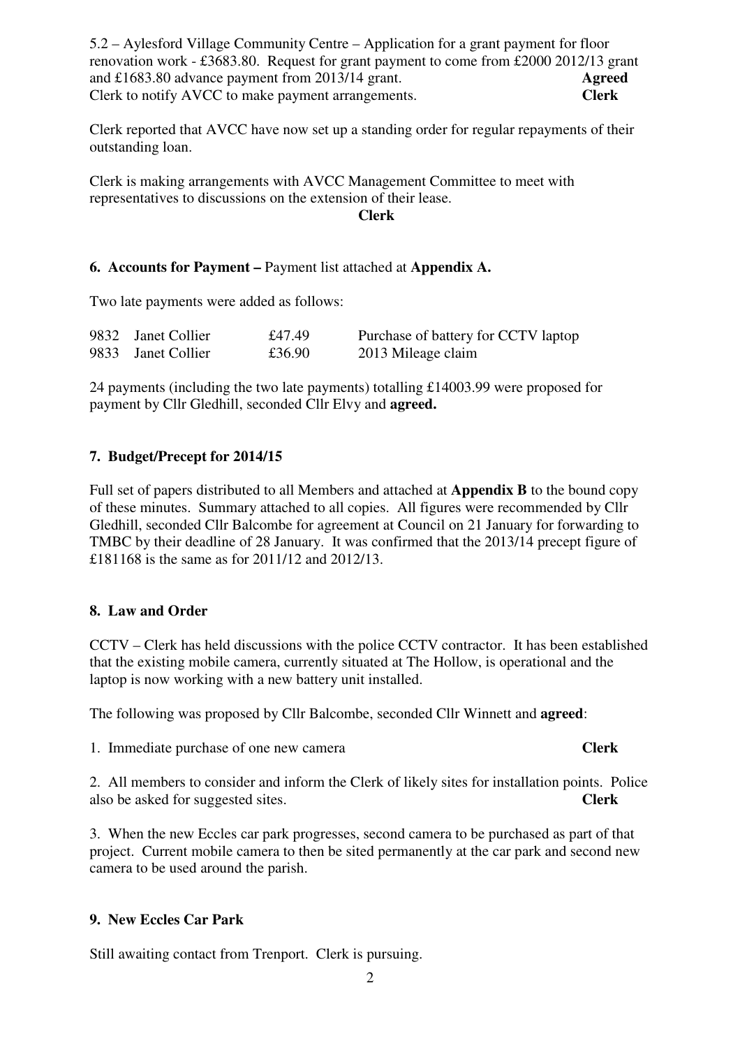5.2 – Aylesford Village Community Centre – Application for a grant payment for floor renovation work - £3683.80. Request for grant payment to come from £2000 2012/13 grant and £1683.80 advance payment from 2013/14 grant. **Agreed**

Clerk to notify AVCC to make payment arrangements. **Clerk**

Clerk reported that AVCC have now set up a standing order for regular repayments of their outstanding loan.

Clerk is making arrangements with AVCC Management Committee to meet with representatives to discussions on the extension of their lease.

**Clerk**

### 6. Accounts for Payment – Payment list attached at Appendix A.

Two late payments were added as follows:

| | | | |
|---|---|---|---|
| 9832 | Janet Collier | £47.49 | Purchase of battery for CCTV laptop |
| 9833 | Janet Collier | £36.90 | 2013 Mileage claim |

24 payments (including the two late payments) totalling £14003.99 were proposed for payment by Cllr Gledhill, seconded Cllr Elvy and **agreed.**

### 7. Budget/Precept for 2014/15

Full set of papers distributed to all Members and attached at **Appendix B** to the bound copy of these minutes. Summary attached to all copies. All figures were recommended by Cllr Gledhill, seconded Cllr Balcombe for agreement at Council on 21 January for forwarding to TMBC by their deadline of 28 January. It was confirmed that the 2013/14 precept figure of £181168 is the same as for 2011/12 and 2012/13.

### 8. Law and Order

CCTV – Clerk has held discussions with the police CCTV contractor. It has been established that the existing mobile camera, currently situated at The Hollow, is operational and the laptop is now working with a new battery unit installed.

The following was proposed by Cllr Balcombe, seconded Cllr Winnett and **agreed**:

1. Immediate purchase of one new camera **Clerk**

2. All members to consider and inform the Clerk of likely sites for installation points. Police also be asked for suggested sites. **Clerk**

3. When the new Eccles car park progresses, second camera to be purchased as part of that project. Current mobile camera to then be sited permanently at the car park and second new camera to be used around the parish.

### 9. New Eccles Car Park

Still awaiting contact from Trenport. Clerk is pursuing.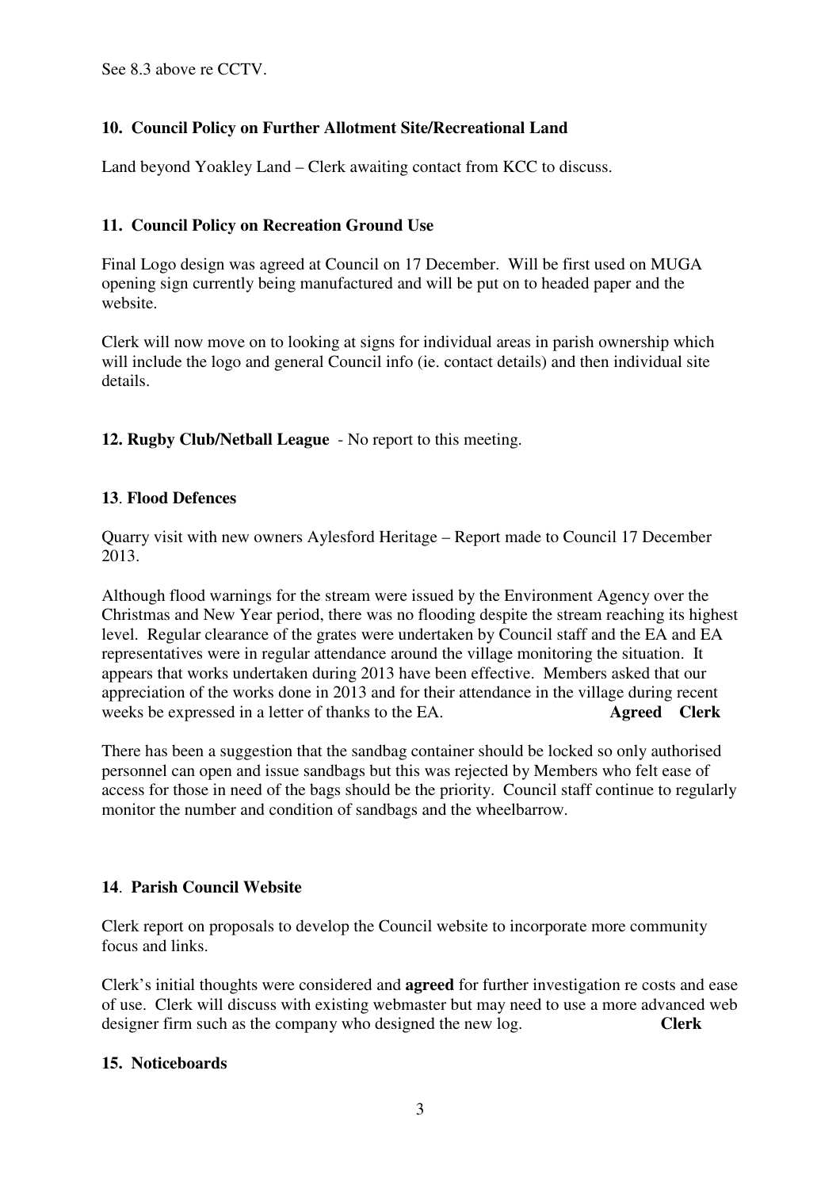See 8.3 above re CCTV.

**10. Council Policy on Further Allotment Site/Recreational Land**

Land beyond Yoakley Land – Clerk awaiting contact from KCC to discuss.

**11. Council Policy on Recreation Ground Use**

Final Logo design was agreed at Council on 17 December. Will be first used on MUGA opening sign currently being manufactured and will be put on to headed paper and the website.

Clerk will now move on to looking at signs for individual areas in parish ownership which will include the logo and general Council info (ie. contact details) and then individual site details.

**12. Rugby Club/Netball League** - No report to this meeting.

**13**. **Flood Defences**

Quarry visit with new owners Aylesford Heritage – Report made to Council 17 December 2013.

Although flood warnings for the stream were issued by the Environment Agency over the Christmas and New Year period, there was no flooding despite the stream reaching its highest level. Regular clearance of the grates were undertaken by Council staff and the EA and EA representatives were in regular attendance around the village monitoring the situation. It appears that works undertaken during 2013 have been effective. Members asked that our appreciation of the works done in 2013 and for their attendance in the village during recent weeks be expressed in a letter of thanks to the EA. **Agreed Clerk**

There has been a suggestion that the sandbag container should be locked so only authorised personnel can open and issue sandbags but this was rejected by Members who felt ease of access for those in need of the bags should be the priority. Council staff continue to regularly monitor the number and condition of sandbags and the wheelbarrow.

**14**. **Parish Council Website**

Clerk report on proposals to develop the Council website to incorporate more community focus and links.

Clerk's initial thoughts were considered and **agreed** for further investigation re costs and ease of use. Clerk will discuss with existing webmaster but may need to use a more advanced web designer firm such as the company who designed the new log. **Clerk**

**15. Noticeboards**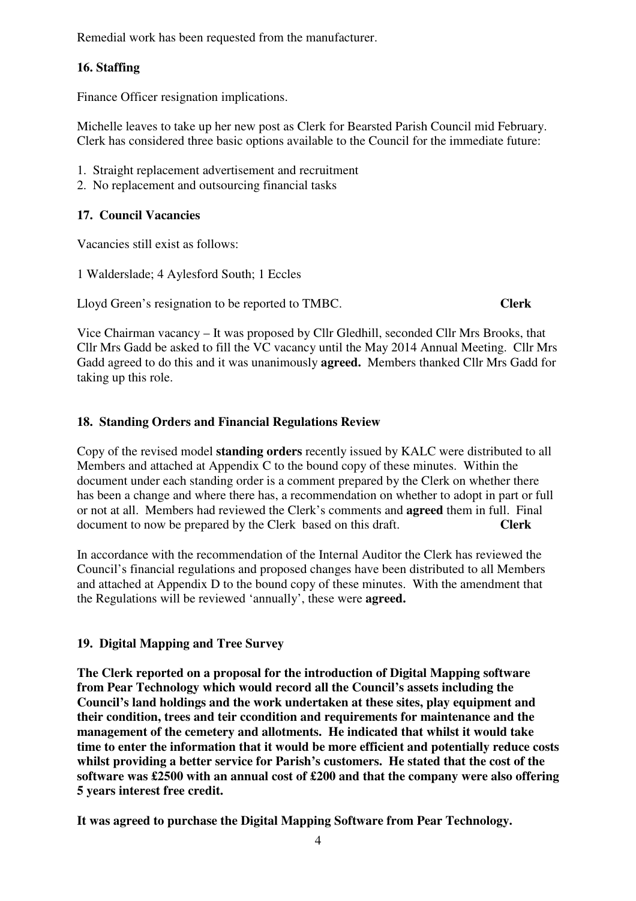Remedial work has been requested from the manufacturer.

### 16. Staffing

Finance Officer resignation implications.

Michelle leaves to take up her new post as Clerk for Bearsted Parish Council mid February. Clerk has considered three basic options available to the Council for the immediate future:

1. Straight replacement advertisement and recruitment
2. No replacement and outsourcing financial tasks

### 17. Council Vacancies

Vacancies still exist as follows:

1 Walderslade; 4 Aylesford South; 1 Eccles

Lloyd Green's resignation to be reported to TMBC. **Clerk**

Vice Chairman vacancy – It was proposed by Cllr Gledhill, seconded Cllr Mrs Brooks, that Cllr Mrs Gadd be asked to fill the VC vacancy until the May 2014 Annual Meeting. Cllr Mrs Gadd agreed to do this and it was unanimously **agreed.** Members thanked Cllr Mrs Gadd for taking up this role.

### 18. Standing Orders and Financial Regulations Review

Copy of the revised model **standing orders** recently issued by KALC were distributed to all Members and attached at Appendix C to the bound copy of these minutes. Within the document under each standing order is a comment prepared by the Clerk on whether there has been a change and where there has, a recommendation on whether to adopt in part or full or not at all. Members had reviewed the Clerk's comments and **agreed** them in full. Final document to now be prepared by the Clerk based on this draft. **Clerk**

In accordance with the recommendation of the Internal Auditor the Clerk has reviewed the Council's financial regulations and proposed changes have been distributed to all Members and attached at Appendix D to the bound copy of these minutes. With the amendment that the Regulations will be reviewed 'annually', these were **agreed.**

### 19. Digital Mapping and Tree Survey

**The Clerk reported on a proposal for the introduction of Digital Mapping software from Pear Technology which would record all the Council's assets including the Council's land holdings and the work undertaken at these sites, play equipment and their condition, trees and teir ccondition and requirements for maintenance and the management of the cemetery and allotments. He indicated that whilst it would take time to enter the information that it would be more efficient and potentially reduce costs whilst providing a better service for Parish's customers. He stated that the cost of the software was £2500 with an annual cost of £200 and that the company were also offering 5 years interest free credit.**

**It was agreed to purchase the Digital Mapping Software from Pear Technology.**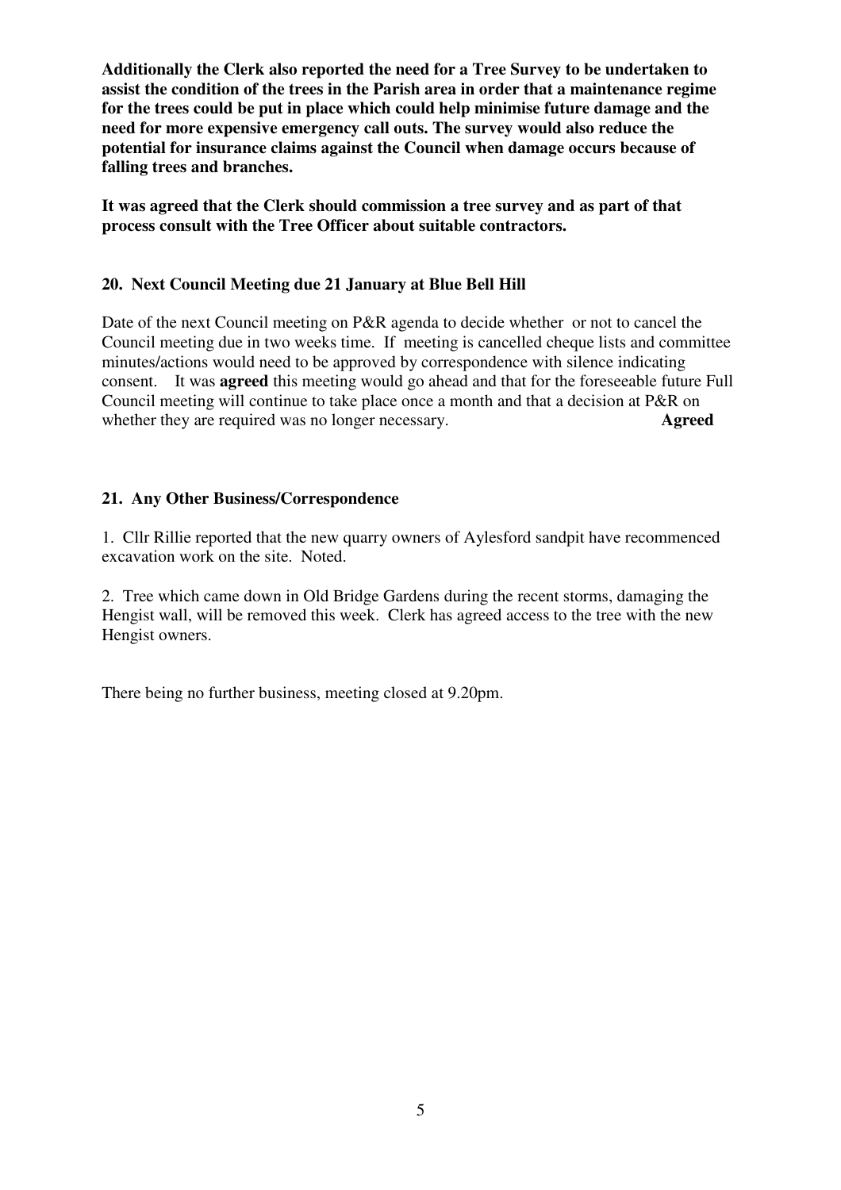**Additionally the Clerk also reported the need for a Tree Survey to be undertaken to assist the condition of the trees in the Parish area in order that a maintenance regime for the trees could be put in place which could help minimise future damage and the need for more expensive emergency call outs. The survey would also reduce the potential for insurance claims against the Council when damage occurs because of falling trees and branches.**

**It was agreed that the Clerk should commission a tree survey and as part of that process consult with the Tree Officer about suitable contractors.**

**20. Next Council Meeting due 21 January at Blue Bell Hill**

Date of the next Council meeting on P&R agenda to decide whether or not to cancel the Council meeting due in two weeks time. If meeting is cancelled cheque lists and committee minutes/actions would need to be approved by correspondence with silence indicating consent. It was **agreed** this meeting would go ahead and that for the foreseeable future Full Council meeting will continue to take place once a month and that a decision at P&R on whether they are required was no longer necessary. **Agreed**

**21. Any Other Business/Correspondence**

1. Cllr Rillie reported that the new quarry owners of Aylesford sandpit have recommenced excavation work on the site. Noted.

2. Tree which came down in Old Bridge Gardens during the recent storms, damaging the Hengist wall, will be removed this week. Clerk has agreed access to the tree with the new Hengist owners.

There being no further business, meeting closed at 9.20pm.